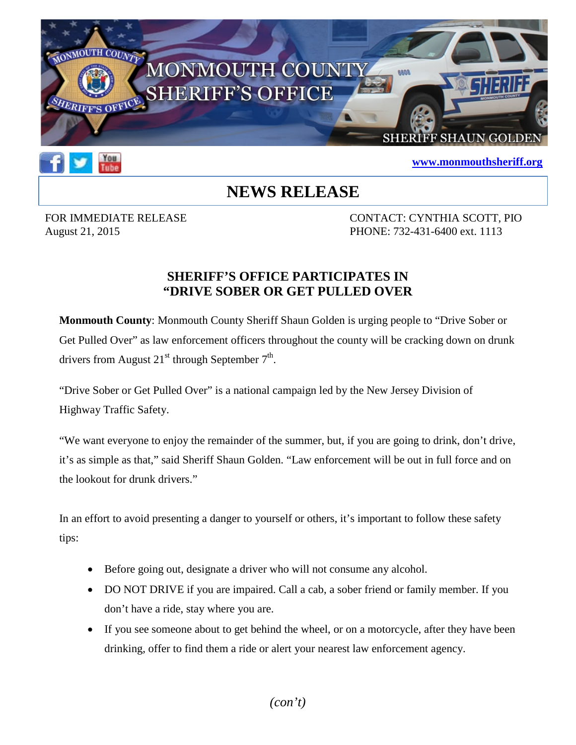MONMOUTH COUNTY SHERIFF'S OFFICE

SHERIFF SHAUN GOLDEN

www.monmouthsheriff.org

# NEWS RELEASE

FOR IMMEDIATE RELEASE
August 21, 2015

CONTACT: CYNTHIA SCOTT, PIO
PHONE: 732-431-6400 ext. 1113

## SHERIFF'S OFFICE PARTICIPATES IN "DRIVE SOBER OR GET PULLED OVER

**Monmouth County**: Monmouth County Sheriff Shaun Golden is urging people to "Drive Sober or Get Pulled Over" as law enforcement officers throughout the county will be cracking down on drunk drivers from August 21st through September 7th.

"Drive Sober or Get Pulled Over" is a national campaign led by the New Jersey Division of Highway Traffic Safety.

"We want everyone to enjoy the remainder of the summer, but, if you are going to drink, don't drive, it's as simple as that," said Sheriff Shaun Golden. "Law enforcement will be out in full force and on the lookout for drunk drivers."

In an effort to avoid presenting a danger to yourself or others, it's important to follow these safety tips:

- Before going out, designate a driver who will not consume any alcohol.
- DO NOT DRIVE if you are impaired. Call a cab, a sober friend or family member. If you don't have a ride, stay where you are.
- If you see someone about to get behind the wheel, or on a motorcycle, after they have been drinking, offer to find them a ride or alert your nearest law enforcement agency.

*(con't)*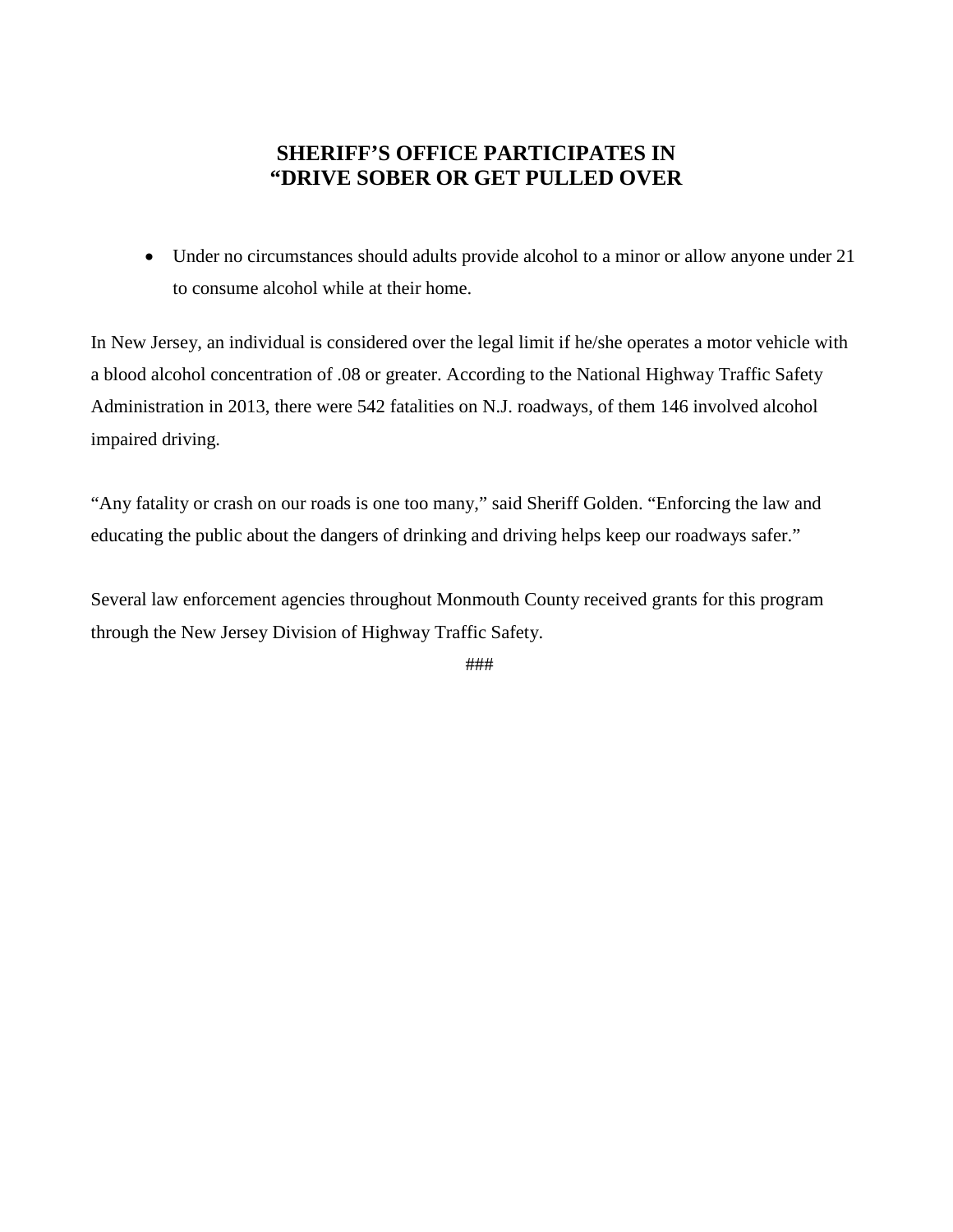## SHERIFF'S OFFICE PARTICIPATES IN "DRIVE SOBER OR GET PULLED OVER

- Under no circumstances should adults provide alcohol to a minor or allow anyone under 21 to consume alcohol while at their home.

In New Jersey, an individual is considered over the legal limit if he/she operates a motor vehicle with a blood alcohol concentration of .08 or greater. According to the National Highway Traffic Safety Administration in 2013, there were 542 fatalities on N.J. roadways, of them 146 involved alcohol impaired driving.

"Any fatality or crash on our roads is one too many," said Sheriff Golden. "Enforcing the law and educating the public about the dangers of drinking and driving helps keep our roadways safer."

Several law enforcement agencies throughout Monmouth County received grants for this program through the New Jersey Division of Highway Traffic Safety.

###